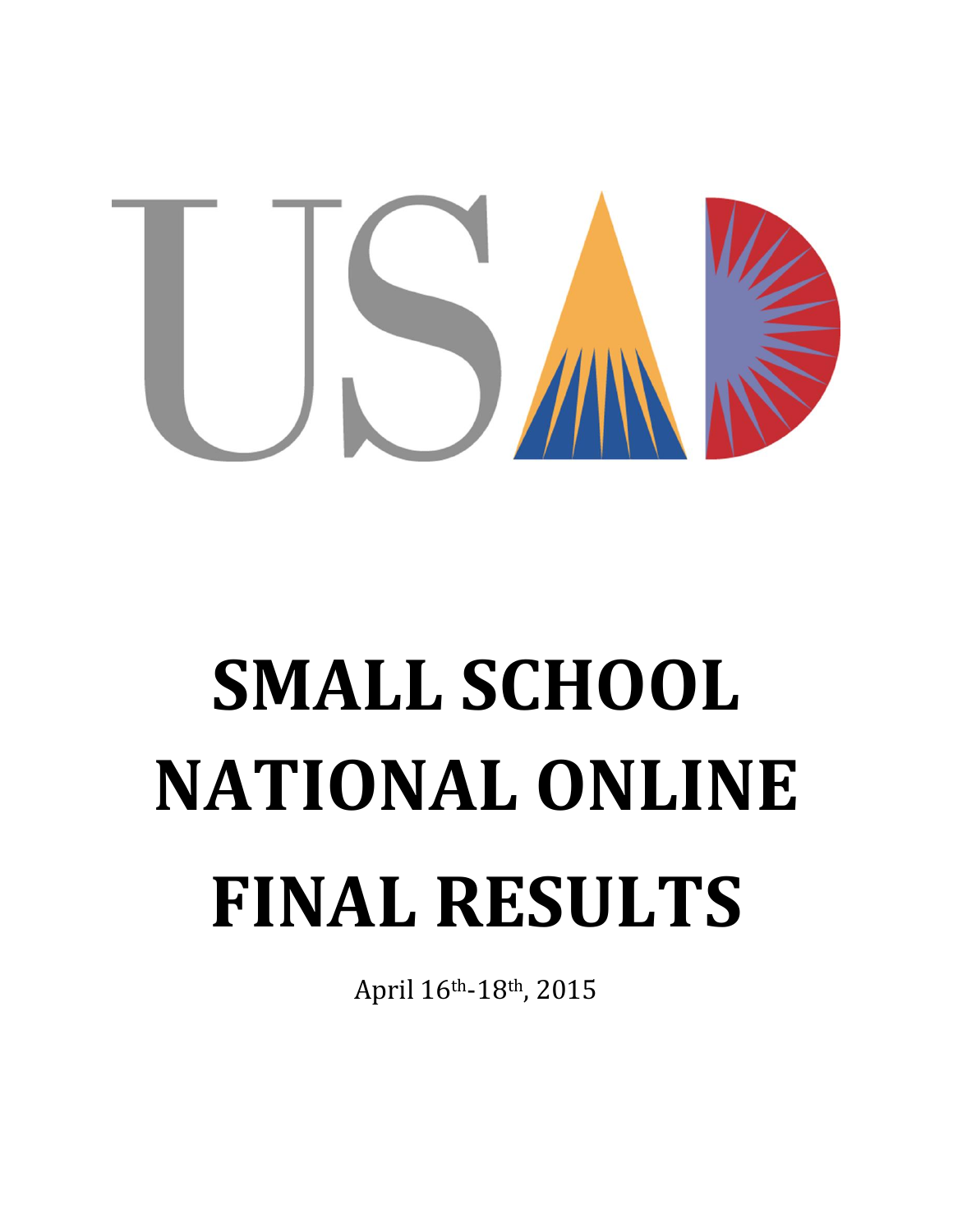# SMALL SCHOOL NATIONAL ONLINE FINAL RESULTS

April 16th-18th, 2015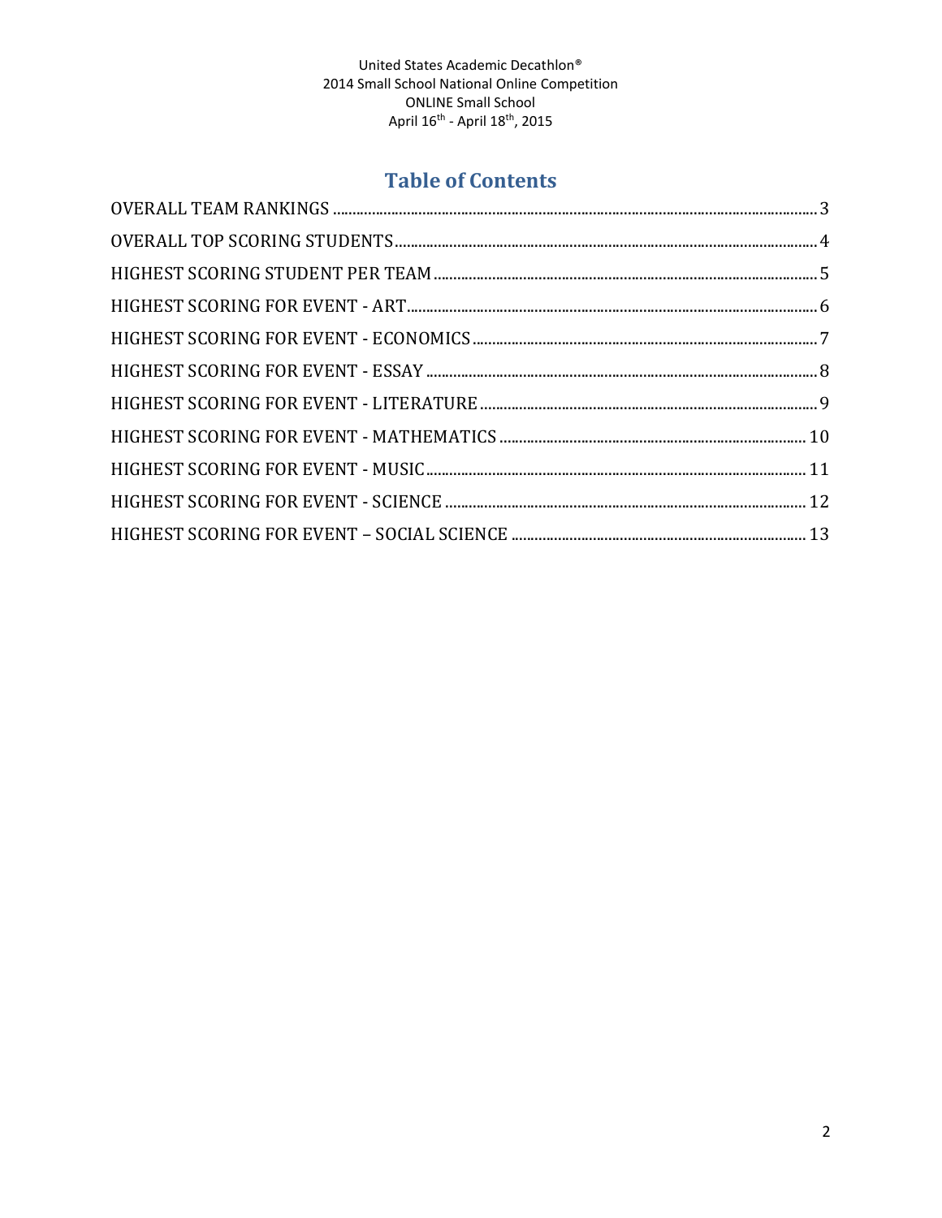United States Academic Decathlon®
2014 Small School National Online Competition
ONLINE Small School
April 16th - April 18th, 2015

# Table of Contents

OVERALL TEAM RANKINGS ........ 3
OVERALL TOP SCORING STUDENTS ........ 4
HIGHEST SCORING STUDENT PER TEAM ........ 5
HIGHEST SCORING FOR EVENT - ART ........ 6
HIGHEST SCORING FOR EVENT - ECONOMICS ........ 7
HIGHEST SCORING FOR EVENT - ESSAY ........ 8
HIGHEST SCORING FOR EVENT - LITERATURE ........ 9
HIGHEST SCORING FOR EVENT - MATHEMATICS ........ 10
HIGHEST SCORING FOR EVENT - MUSIC ........ 11
HIGHEST SCORING FOR EVENT - SCIENCE ........ 12
HIGHEST SCORING FOR EVENT – SOCIAL SCIENCE ........ 13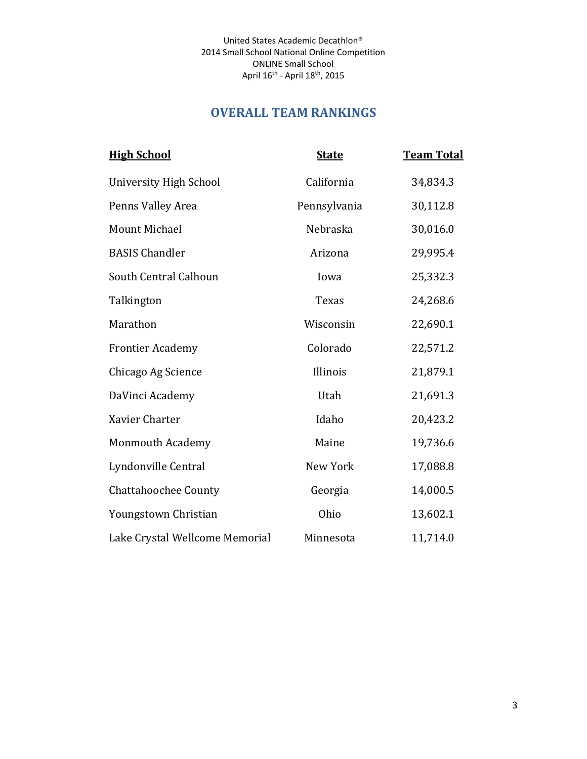United States Academic Decathlon®
2014 Small School National Online Competition
ONLINE Small School
April 16th - April 18th, 2015

## OVERALL TEAM RANKINGS

| High School | State | Team Total |
|---|---|---|
| University High School | California | 34,834.3 |
| Penns Valley Area | Pennsylvania | 30,112.8 |
| Mount Michael | Nebraska | 30,016.0 |
| BASIS Chandler | Arizona | 29,995.4 |
| South Central Calhoun | Iowa | 25,332.3 |
| Talkington | Texas | 24,268.6 |
| Marathon | Wisconsin | 22,690.1 |
| Frontier Academy | Colorado | 22,571.2 |
| Chicago Ag Science | Illinois | 21,879.1 |
| DaVinci Academy | Utah | 21,691.3 |
| Xavier Charter | Idaho | 20,423.2 |
| Monmouth Academy | Maine | 19,736.6 |
| Lyndonville Central | New York | 17,088.8 |
| Chattahoochee County | Georgia | 14,000.5 |
| Youngstown Christian | Ohio | 13,602.1 |
| Lake Crystal Wellcome Memorial | Minnesota | 11,714.0 |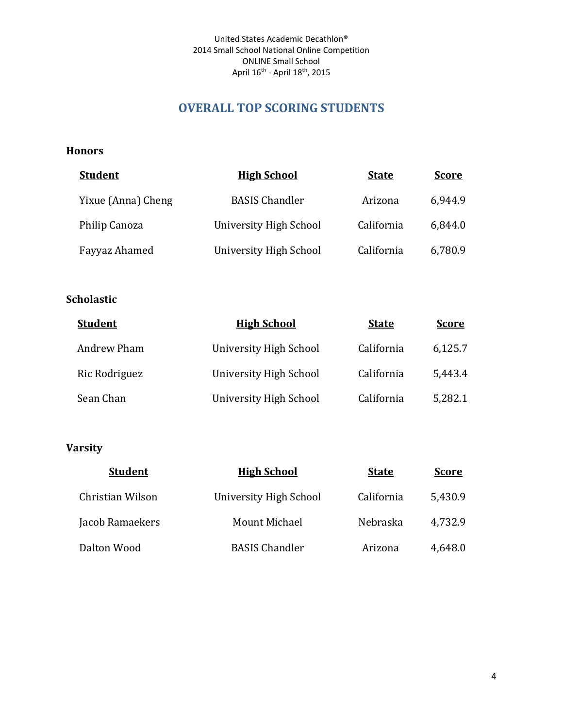United States Academic Decathlon®
2014 Small School National Online Competition
ONLINE Small School
April 16th - April 18th, 2015

## OVERALL TOP SCORING STUDENTS

### Honors

| Student | High School | State | Score |
|---|---|---|---|
| Yixue (Anna) Cheng | BASIS Chandler | Arizona | 6,944.9 |
| Philip Canoza | University High School | California | 6,844.0 |
| Fayyaz Ahamed | University High School | California | 6,780.9 |

### Scholastic

| Student | High School | State | Score |
|---|---|---|---|
| Andrew Pham | University High School | California | 6,125.7 |
| Ric Rodriguez | University High School | California | 5,443.4 |
| Sean Chan | University High School | California | 5,282.1 |

### Varsity

| Student | High School | State | Score |
|---|---|---|---|
| Christian Wilson | University High School | California | 5,430.9 |
| Jacob Ramaekers | Mount Michael | Nebraska | 4,732.9 |
| Dalton Wood | BASIS Chandler | Arizona | 4,648.0 |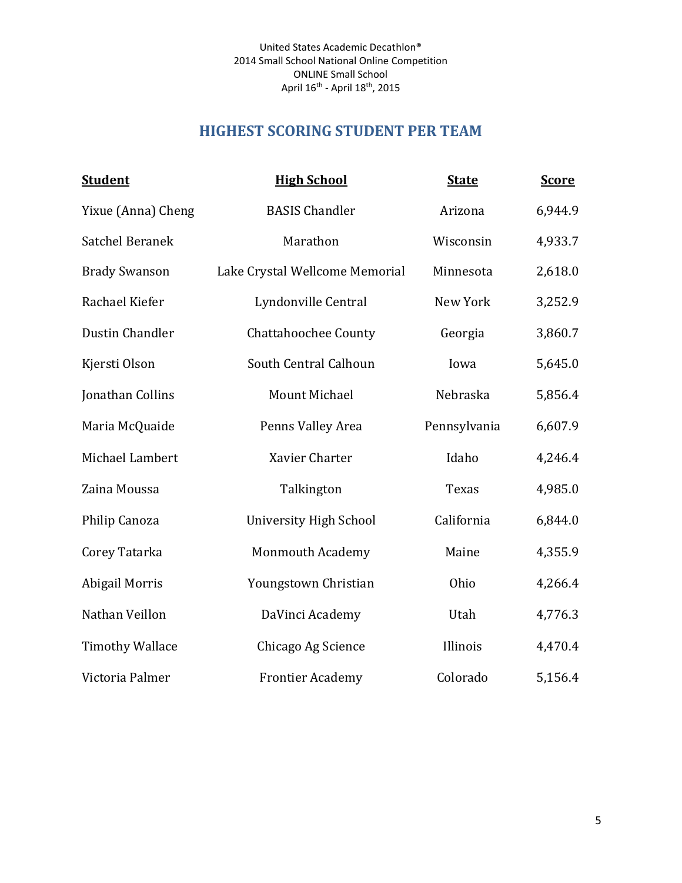United States Academic Decathlon®
2014 Small School National Online Competition
ONLINE Small School
April 16th - April 18th, 2015

## HIGHEST SCORING STUDENT PER TEAM

| Student | High School | State | Score |
|---|---|---|---|
| Yixue (Anna) Cheng | BASIS Chandler | Arizona | 6,944.9 |
| Satchel Beranek | Marathon | Wisconsin | 4,933.7 |
| Brady Swanson | Lake Crystal Wellcome Memorial | Minnesota | 2,618.0 |
| Rachael Kiefer | Lyndonville Central | New York | 3,252.9 |
| Dustin Chandler | Chattahoochee County | Georgia | 3,860.7 |
| Kjersti Olson | South Central Calhoun | Iowa | 5,645.0 |
| Jonathan Collins | Mount Michael | Nebraska | 5,856.4 |
| Maria McQuaide | Penns Valley Area | Pennsylvania | 6,607.9 |
| Michael Lambert | Xavier Charter | Idaho | 4,246.4 |
| Zaina Moussa | Talkington | Texas | 4,985.0 |
| Philip Canoza | University High School | California | 6,844.0 |
| Corey Tatarka | Monmouth Academy | Maine | 4,355.9 |
| Abigail Morris | Youngstown Christian | Ohio | 4,266.4 |
| Nathan Veillon | DaVinci Academy | Utah | 4,776.3 |
| Timothy Wallace | Chicago Ag Science | Illinois | 4,470.4 |
| Victoria Palmer | Frontier Academy | Colorado | 5,156.4 |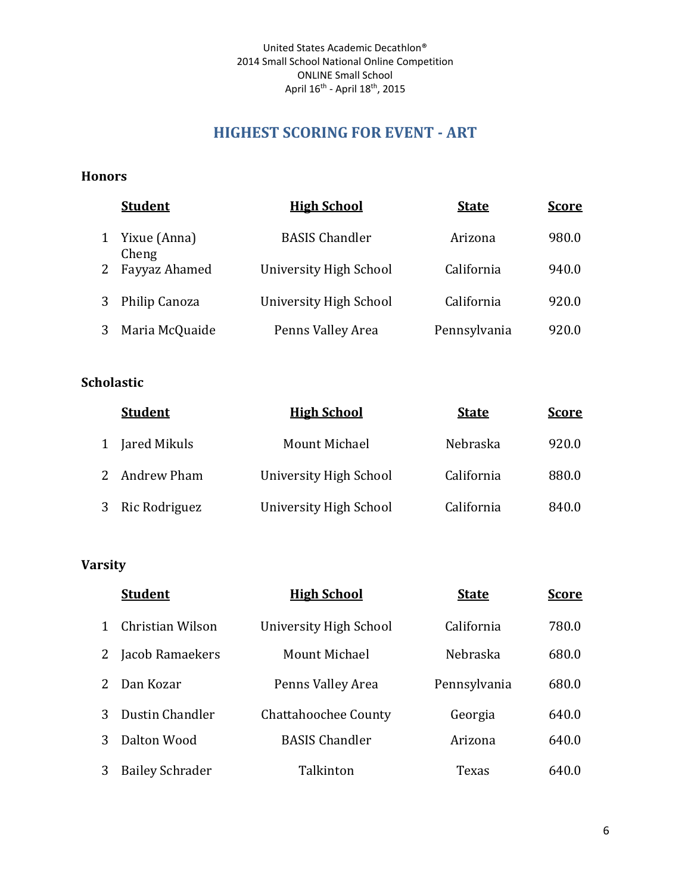United States Academic Decathlon®
2014 Small School National Online Competition
ONLINE Small School
April 16th - April 18th, 2015

## HIGHEST SCORING FOR EVENT - ART

### Honors

| | Student | High School | State | Score |
|---|---|---|---|---|
| 1 | Yixue (Anna) Cheng | BASIS Chandler | Arizona | 980.0 |
| 2 | Fayyaz Ahamed | University High School | California | 940.0 |
| 3 | Philip Canoza | University High School | California | 920.0 |
| 3 | Maria McQuaide | Penns Valley Area | Pennsylvania | 920.0 |

### Scholastic

| | Student | High School | State | Score |
|---|---|---|---|---|
| 1 | Jared Mikuls | Mount Michael | Nebraska | 920.0 |
| 2 | Andrew Pham | University High School | California | 880.0 |
| 3 | Ric Rodriguez | University High School | California | 840.0 |

### Varsity

| | Student | High School | State | Score |
|---|---|---|---|---|
| 1 | Christian Wilson | University High School | California | 780.0 |
| 2 | Jacob Ramaekers | Mount Michael | Nebraska | 680.0 |
| 2 | Dan Kozar | Penns Valley Area | Pennsylvania | 680.0 |
| 3 | Dustin Chandler | Chattahoochee County | Georgia | 640.0 |
| 3 | Dalton Wood | BASIS Chandler | Arizona | 640.0 |
| 3 | Bailey Schrader | Talkinton | Texas | 640.0 |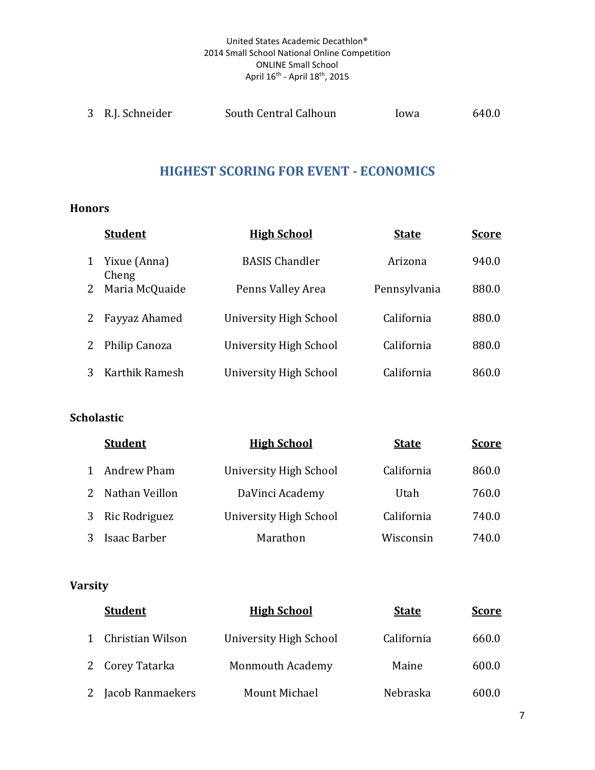| | | | | |
|---|---|---|---|---|
| 3 | R.J. Schneider | South Central Calhoun | Iowa | 640.0 |

## HIGHEST SCORING FOR EVENT - ECONOMICS

**Honors**

| | Student | High School | State | Score |
|---|---|---|---|---|
| 1 | Yixue (Anna) Cheng | BASIS Chandler | Arizona | 940.0 |
| 2 | Maria McQuaide | Penns Valley Area | Pennsylvania | 880.0 |
| 2 | Fayyaz Ahamed | University High School | California | 880.0 |
| 2 | Philip Canoza | University High School | California | 880.0 |
| 3 | Karthik Ramesh | University High School | California | 860.0 |

**Scholastic**

| | Student | High School | State | Score |
|---|---|---|---|---|
| 1 | Andrew Pham | University High School | California | 860.0 |
| 2 | Nathan Veillon | DaVinci Academy | Utah | 760.0 |
| 3 | Ric Rodriguez | University High School | California | 740.0 |
| 3 | Isaac Barber | Marathon | Wisconsin | 740.0 |

**Varsity**

| | Student | High School | State | Score |
|---|---|---|---|---|
| 1 | Christian Wilson | University High School | California | 660.0 |
| 2 | Corey Tatarka | Monmouth Academy | Maine | 600.0 |
| 2 | Jacob Ranmaekers | Mount Michael | Nebraska | 600.0 |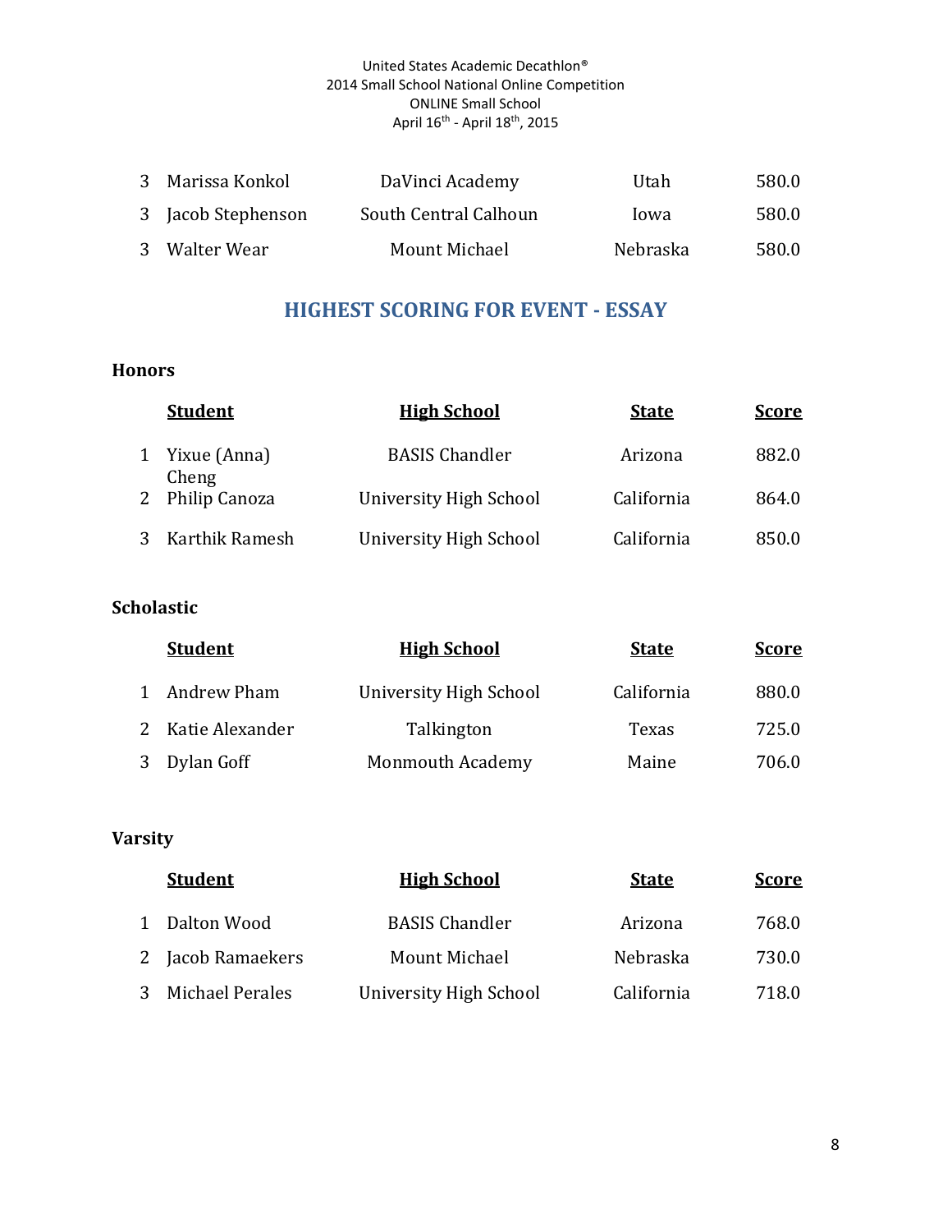| | | | | |
|---|---|---|---|---|
| 3 | Marissa Konkol | DaVinci Academy | Utah | 580.0 |
| 3 | Jacob Stephenson | South Central Calhoun | Iowa | 580.0 |
| 3 | Walter Wear | Mount Michael | Nebraska | 580.0 |

## HIGHEST SCORING FOR EVENT - ESSAY

### Honors

| | Student | High School | State | Score |
|---|---|---|---|---|
| 1 | Yixue (Anna) Cheng | BASIS Chandler | Arizona | 882.0 |
| 2 | Philip Canoza | University High School | California | 864.0 |
| 3 | Karthik Ramesh | University High School | California | 850.0 |

### Scholastic

| | Student | High School | State | Score |
|---|---|---|---|---|
| 1 | Andrew Pham | University High School | California | 880.0 |
| 2 | Katie Alexander | Talkington | Texas | 725.0 |
| 3 | Dylan Goff | Monmouth Academy | Maine | 706.0 |

### Varsity

| | Student | High School | State | Score |
|---|---|---|---|---|
| 1 | Dalton Wood | BASIS Chandler | Arizona | 768.0 |
| 2 | Jacob Ramaekers | Mount Michael | Nebraska | 730.0 |
| 3 | Michael Perales | University High School | California | 718.0 |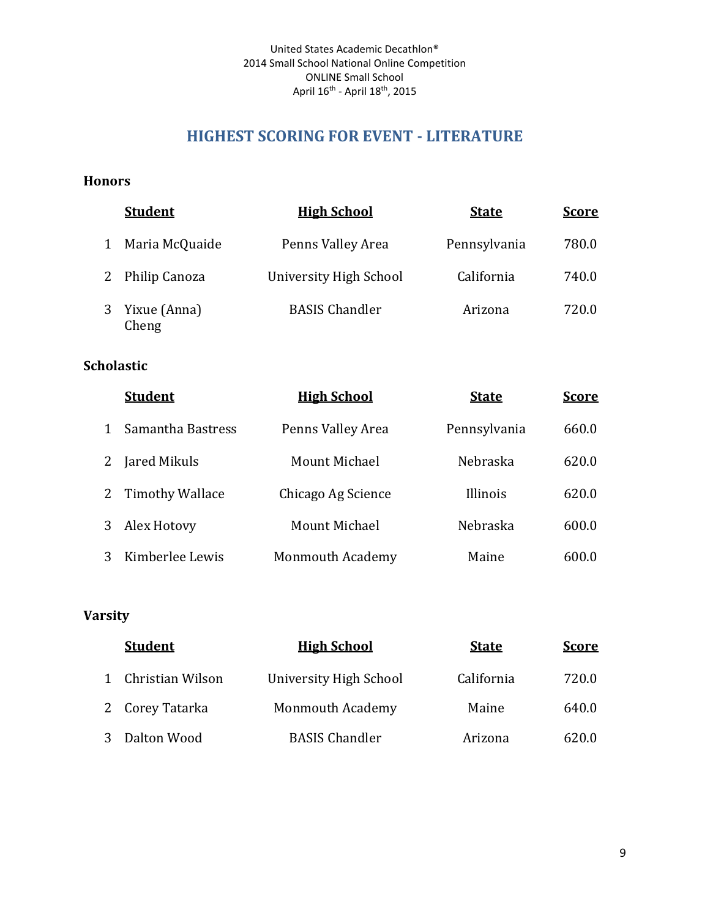United States Academic Decathlon®
2014 Small School National Online Competition
ONLINE Small School
April 16th - April 18th, 2015

## HIGHEST SCORING FOR EVENT - LITERATURE

### Honors

| | Student | High School | State | Score |
|---|---|---|---|---|
| 1 | Maria McQuaide | Penns Valley Area | Pennsylvania | 780.0 |
| 2 | Philip Canoza | University High School | California | 740.0 |
| 3 | Yixue (Anna) Cheng | BASIS Chandler | Arizona | 720.0 |

### Scholastic

| | Student | High School | State | Score |
|---|---|---|---|---|
| 1 | Samantha Bastress | Penns Valley Area | Pennsylvania | 660.0 |
| 2 | Jared Mikuls | Mount Michael | Nebraska | 620.0 |
| 2 | Timothy Wallace | Chicago Ag Science | Illinois | 620.0 |
| 3 | Alex Hotovy | Mount Michael | Nebraska | 600.0 |
| 3 | Kimberlee Lewis | Monmouth Academy | Maine | 600.0 |

### Varsity

| | Student | High School | State | Score |
|---|---|---|---|---|
| 1 | Christian Wilson | University High School | California | 720.0 |
| 2 | Corey Tatarka | Monmouth Academy | Maine | 640.0 |
| 3 | Dalton Wood | BASIS Chandler | Arizona | 620.0 |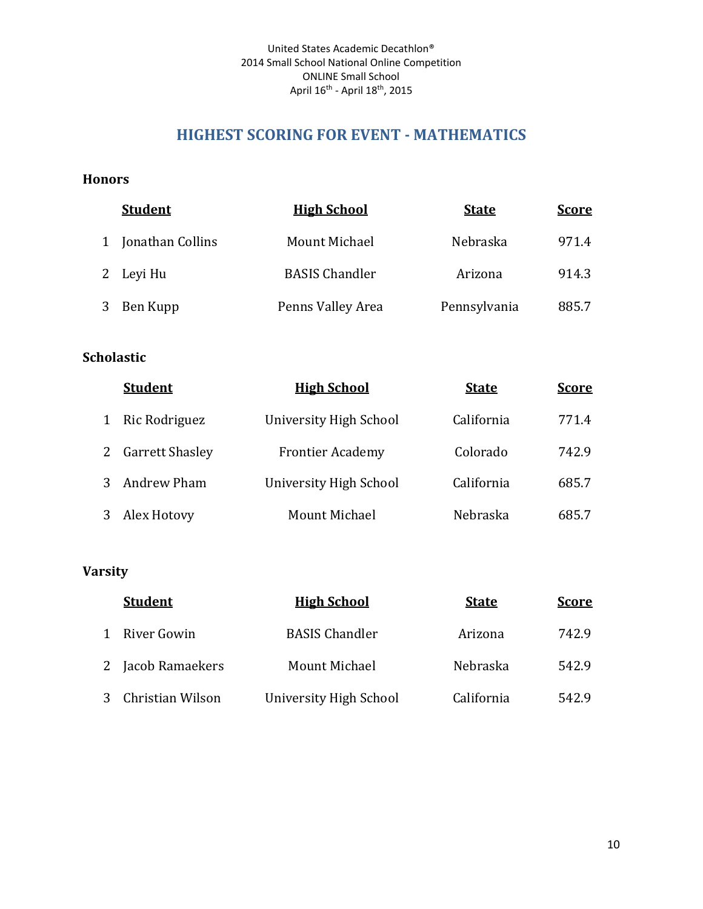United States Academic Decathlon®
2014 Small School National Online Competition
ONLINE Small School
April 16th - April 18th, 2015

# HIGHEST SCORING FOR EVENT - MATHEMATICS

## Honors

| | Student | High School | State | Score |
|---|---|---|---|---|
| 1 | Jonathan Collins | Mount Michael | Nebraska | 971.4 |
| 2 | Leyi Hu | BASIS Chandler | Arizona | 914.3 |
| 3 | Ben Kupp | Penns Valley Area | Pennsylvania | 885.7 |

## Scholastic

| | Student | High School | State | Score |
|---|---|---|---|---|
| 1 | Ric Rodriguez | University High School | California | 771.4 |
| 2 | Garrett Shasley | Frontier Academy | Colorado | 742.9 |
| 3 | Andrew Pham | University High School | California | 685.7 |
| 3 | Alex Hotovy | Mount Michael | Nebraska | 685.7 |

## Varsity

| | Student | High School | State | Score |
|---|---|---|---|---|
| 1 | River Gowin | BASIS Chandler | Arizona | 742.9 |
| 2 | Jacob Ramaekers | Mount Michael | Nebraska | 542.9 |
| 3 | Christian Wilson | University High School | California | 542.9 |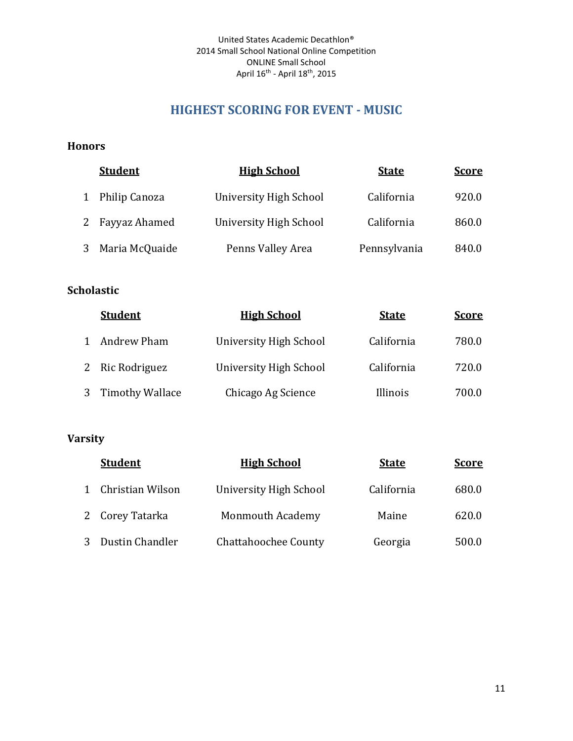United States Academic Decathlon®
2014 Small School National Online Competition
ONLINE Small School
April 16th - April 18th, 2015

# HIGHEST SCORING FOR EVENT - MUSIC

## Honors

| | Student | High School | State | Score |
|---|---|---|---|---|
| 1 | Philip Canoza | University High School | California | 920.0 |
| 2 | Fayyaz Ahamed | University High School | California | 860.0 |
| 3 | Maria McQuaide | Penns Valley Area | Pennsylvania | 840.0 |

## Scholastic

| | Student | High School | State | Score |
|---|---|---|---|---|
| 1 | Andrew Pham | University High School | California | 780.0 |
| 2 | Ric Rodriguez | University High School | California | 720.0 |
| 3 | Timothy Wallace | Chicago Ag Science | Illinois | 700.0 |

## Varsity

| | Student | High School | State | Score |
|---|---|---|---|---|
| 1 | Christian Wilson | University High School | California | 680.0 |
| 2 | Corey Tatarka | Monmouth Academy | Maine | 620.0 |
| 3 | Dustin Chandler | Chattahoochee County | Georgia | 500.0 |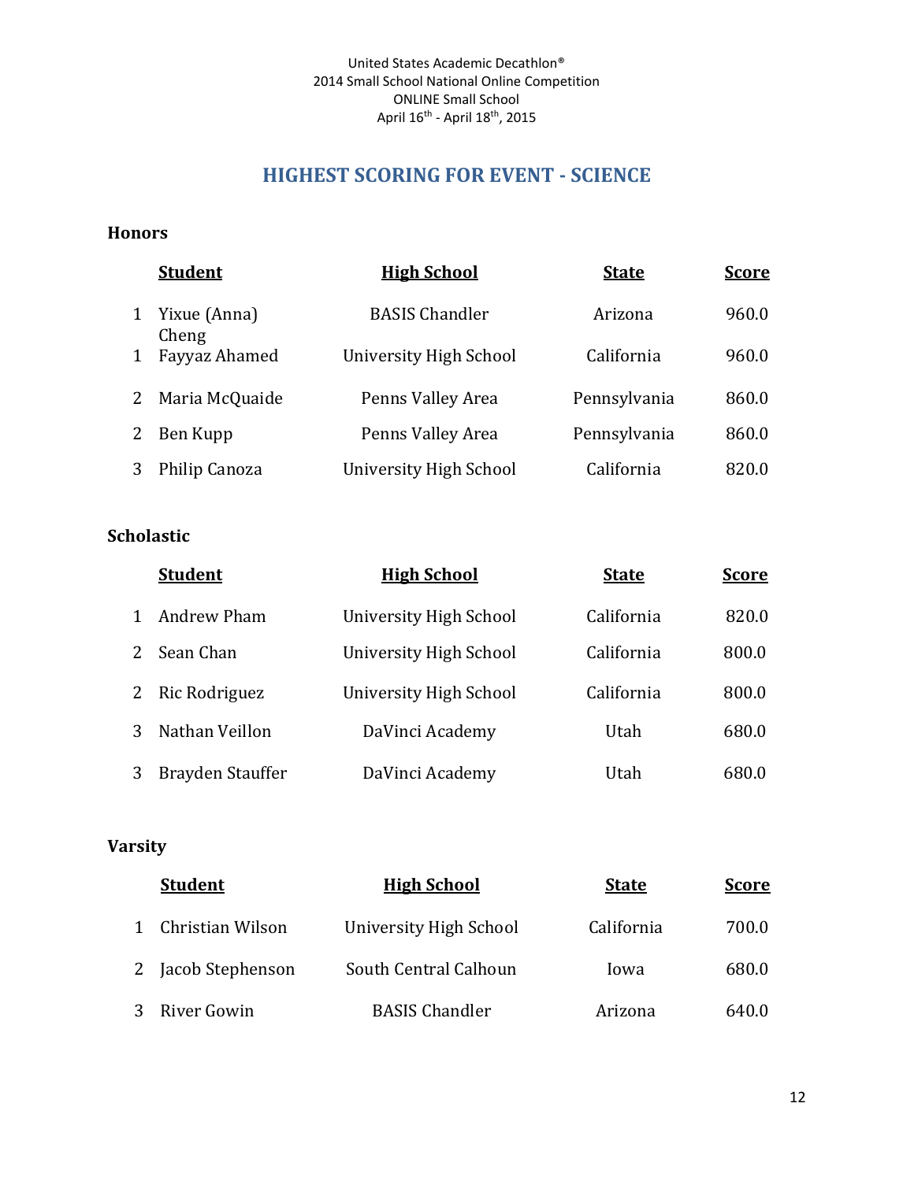United States Academic Decathlon®
2014 Small School National Online Competition
ONLINE Small School
April 16th - April 18th, 2015

# HIGHEST SCORING FOR EVENT - SCIENCE

## Honors

| | Student | High School | State | Score |
|---|---|---|---|---|
| 1 | Yixue (Anna) Cheng | BASIS Chandler | Arizona | 960.0 |
| 1 | Fayyaz Ahamed | University High School | California | 960.0 |
| 2 | Maria McQuaide | Penns Valley Area | Pennsylvania | 860.0 |
| 2 | Ben Kupp | Penns Valley Area | Pennsylvania | 860.0 |
| 3 | Philip Canoza | University High School | California | 820.0 |

## Scholastic

| | Student | High School | State | Score |
|---|---|---|---|---|
| 1 | Andrew Pham | University High School | California | 820.0 |
| 2 | Sean Chan | University High School | California | 800.0 |
| 2 | Ric Rodriguez | University High School | California | 800.0 |
| 3 | Nathan Veillon | DaVinci Academy | Utah | 680.0 |
| 3 | Brayden Stauffer | DaVinci Academy | Utah | 680.0 |

## Varsity

| | Student | High School | State | Score |
|---|---|---|---|---|
| 1 | Christian Wilson | University High School | California | 700.0 |
| 2 | Jacob Stephenson | South Central Calhoun | Iowa | 680.0 |
| 3 | River Gowin | BASIS Chandler | Arizona | 640.0 |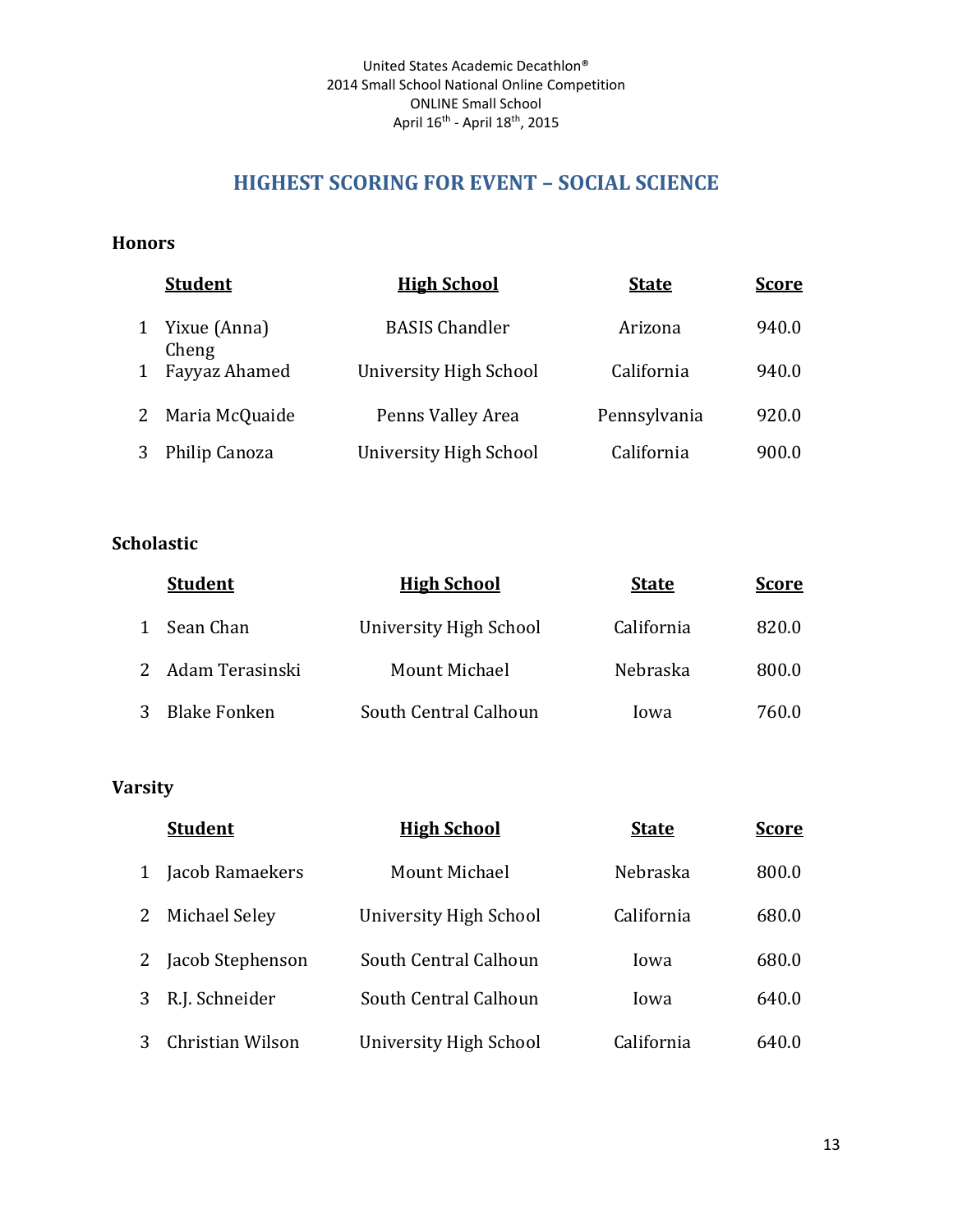United States Academic Decathlon®
2014 Small School National Online Competition
ONLINE Small School
April 16th - April 18th, 2015

# HIGHEST SCORING FOR EVENT – SOCIAL SCIENCE

### Honors

| | Student | High School | State | Score |
|---|---|---|---|---|
| 1 | Yixue (Anna) Cheng | BASIS Chandler | Arizona | 940.0 |
| 1 | Fayyaz Ahamed | University High School | California | 940.0 |
| 2 | Maria McQuaide | Penns Valley Area | Pennsylvania | 920.0 |
| 3 | Philip Canoza | University High School | California | 900.0 |

### Scholastic

| | Student | High School | State | Score |
|---|---|---|---|---|
| 1 | Sean Chan | University High School | California | 820.0 |
| 2 | Adam Terasinski | Mount Michael | Nebraska | 800.0 |
| 3 | Blake Fonken | South Central Calhoun | Iowa | 760.0 |

### Varsity

| | Student | High School | State | Score |
|---|---|---|---|---|
| 1 | Jacob Ramaekers | Mount Michael | Nebraska | 800.0 |
| 2 | Michael Seley | University High School | California | 680.0 |
| 2 | Jacob Stephenson | South Central Calhoun | Iowa | 680.0 |
| 3 | R.J. Schneider | South Central Calhoun | Iowa | 640.0 |
| 3 | Christian Wilson | University High School | California | 640.0 |